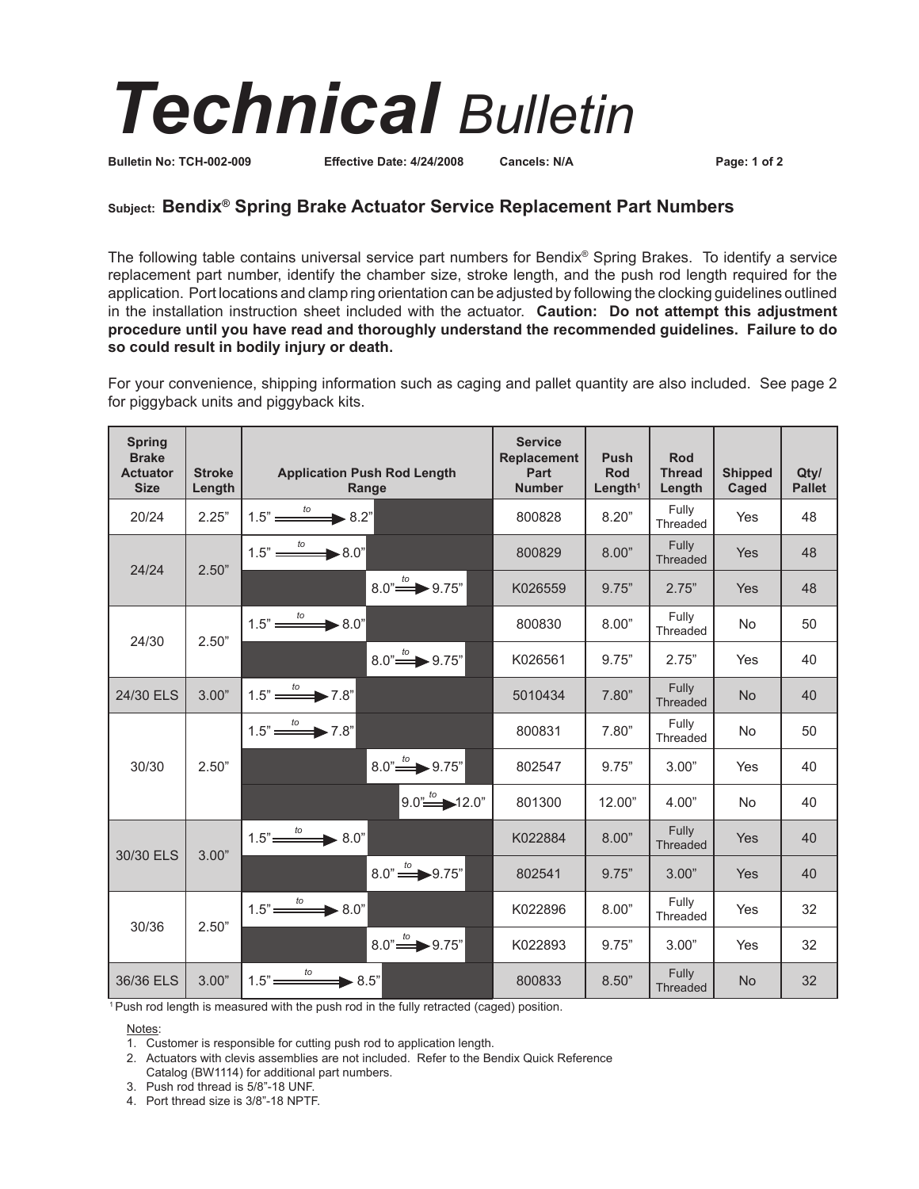# Technical *Bulletin*

**Bulletin No: TCH-002-009** **Effective Date: 4/24/2008** **Cancels: N/A**

**Subject: Bendix® Spring Brake Actuator Service Replacement Part Numbers**

The following table contains universal service part numbers for Bendix® Spring Brakes. To identify a service replacement part number, identify the chamber size, stroke length, and the push rod length required for the application. Port locations and clamp ring orientation can be adjusted by following the clocking guidelines outlined in the installation instruction sheet included with the actuator. **Caution: Do not attempt this adjustment procedure until you have read and thoroughly understand the recommended guidelines. Failure to do so could result in bodily injury or death.**

For your convenience, shipping information such as caging and pallet quantity are also included. See page 2 for piggyback units and piggyback kits.

| Spring Brake Actuator Size | Stroke Length | Application Push Rod Length Range | Service Replacement Part Number | Push Rod Length[1] | Rod Thread Length | Shipped Caged | Qty/ Pallet |
|---|---|---|---|---|---|---|---|
| 20/24 | 2.25" | 1.5" to 8.2" | 800828 | 8.20" | Fully Threaded | Yes | 48 |
| 24/24 | 2.50" | 1.5" to 8.0" | 800829 | 8.00" | Fully Threaded | Yes | 48 |
| | | 8.0" to 9.75" | K026559 | 9.75" | 2.75" | Yes | 48 |
| 24/30 | 2.50" | 1.5" to 8.0" | 800830 | 8.00" | Fully Threaded | No | 50 |
| | | 8.0" to 9.75" | K026561 | 9.75" | 2.75" | Yes | 40 |
| 24/30 ELS | 3.00" | 1.5" to 7.8" | 5010434 | 7.80" | Fully Threaded | No | 40 |
| 30/30 | 2.50" | 1.5" to 7.8" | 800831 | 7.80" | Fully Threaded | No | 50 |
| | | 8.0" to 9.75" | 802547 | 9.75" | 3.00" | Yes | 40 |
| | | 9.0" to 12.0" | 801300 | 12.00" | 4.00" | No | 40 |
| 30/30 ELS | 3.00" | 1.5" to 8.0" | K022884 | 8.00" | Fully Threaded | Yes | 40 |
| | | 8.0" to 9.75" | 802541 | 9.75" | 3.00" | Yes | 40 |
| 30/36 | 2.50" | 1.5" to 8.0" | K022896 | 8.00" | Fully Threaded | Yes | 32 |
| | | 8.0" to 9.75" | K022893 | 9.75" | 3.00" | Yes | 32 |
| 36/36 ELS | 3.00" | 1.5" to 8.5" | 800833 | 8.50" | Fully Threaded | No | 32 |

[1] Push rod length is measured with the push rod in the fully retracted (caged) position.

Notes:

1. Customer is responsible for cutting push rod to application length.
2. Actuators with clevis assemblies are not included. Refer to the Bendix Quick Reference Catalog (BW1114) for additional part numbers.
3. Push rod thread is 5/8"-18 UNF.
4. Port thread size is 3/8"-18 NPTF.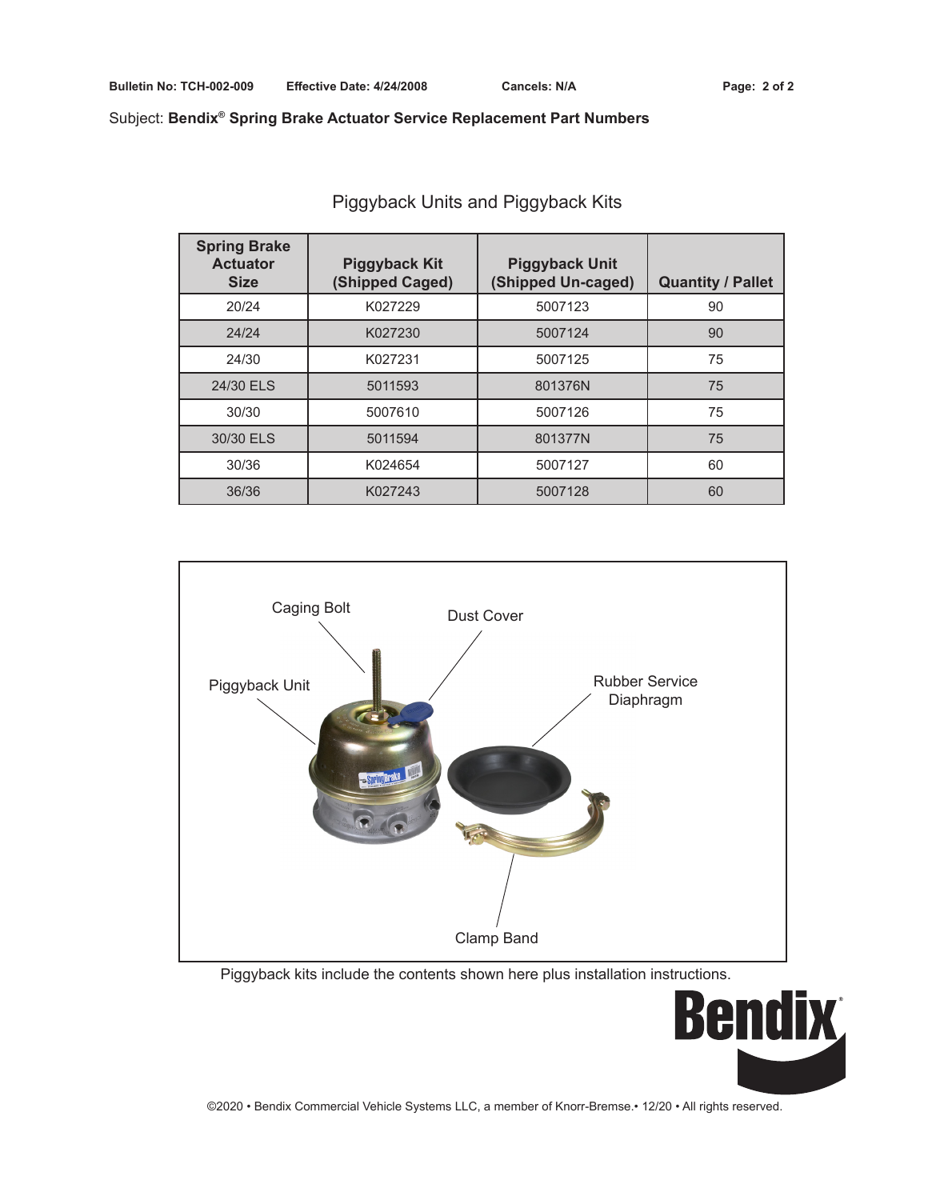Subject: **Bendix® Spring Brake Actuator Service Replacement Part Numbers**

## Piggyback Units and Piggyback Kits

| Spring Brake Actuator Size | Piggyback Kit (Shipped Caged) | Piggyback Unit (Shipped Un-caged) | Quantity / Pallet |
|---|---|---|---|
| 20/24 | K027229 | 5007123 | 90 |
| 24/24 | K027230 | 5007124 | 90 |
| 24/30 | K027231 | 5007125 | 75 |
| 24/30 ELS | 5011593 | 801376N | 75 |
| 30/30 | 5007610 | 5007126 | 75 |
| 30/30 ELS | 5011594 | 801377N | 75 |
| 30/36 | K024654 | 5007127 | 60 |
| 36/36 | K027243 | 5007128 | 60 |

Caging Bolt

Dust Cover

Piggyback Unit

Rubber Service Diaphragm

Clamp Band

Piggyback kits include the contents shown here plus installation instructions.

©2020 • Bendix Commercial Vehicle Systems LLC, a member of Knorr-Bremse.• 12/20 • All rights reserved.